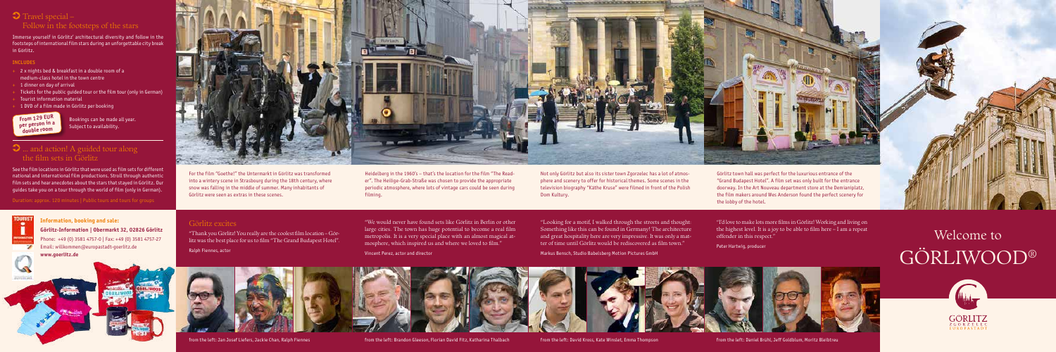## Travel special – Follow in the footsteps of the stars

Immerse yourself in Görlitz' architectural diversity and follow in the footsteps of international film stars during an unforgettable city break in Görlitz.

**INCLUDES**

- 2 x nights bed & breakfast in a double room of a medium-class hotel in the town centre
- 1 dinner on day of arrival
- Tickets for the public guided tour or the film tour (only in German)
- Tourist information material
- 1 DVD of a film made in Görlitz per booking

From 129 EUR per person in a double room

Bookings can be made all year. Subject to availability.

## ... and action! A guided tour along the film sets in Görlitz

See the film locations in Görlitz that were used as film sets for different national and international film productions. Stroll through authentic film sets and hear anecdotes about the stars that stayed in Görlitz. Our guides take you on a tour through the world of film (only in German).

Duration: approx. 120 minutes | Public tours and tours for groups

**Information, booking and sale:**

**Görlitz-Information | Obermarkt 32, 02826 Görlitz**
Phone: +49 (0) 3581 4757-0 | Fax: +49 (0) 3581 4757-27
Email: willkommen@europastadt-goerlitz.de
**www.goerlitz.de**

For the film "Goethe!" the Untermarkt in Görlitz was transformed into a wintery scene in Strasbourg during the 18th century, where snow was falling in the middle of summer. Many inhabitants of Görlitz were seen as extras in these scenes.

Heidelberg in the 1960's – that's the location for the film "The Reader". The Heilige-Grab-Straße was chosen to provide the appropriate periodic atmosphere, where lots of vintage cars could be seen during filming.

Not only Görlitz but also its sister town Zgorzelec has a lot of atmosphere and scenery to offer for historical themes. Some scenes in the television biography "Käthe Kruse" were filmed in front of the Polish Dom Kultury.

Görlitz town hall was perfect for the luxurious entrance of the "Grand Budapest Hotel". A film set was only built for the entrance doorway. In the Art Nouveau department store at the Demianiplatz, the film makers around Wes Anderson found the perfect scenery for the lobby of the hotel.

## Görlitz excites

"Thank you Görlitz! You really are the coolest film location – Görlitz was the best place for us to film "The Grand Budapest Hotel".

Ralph Fiennes, actor

"We would never have found sets like Görlitz in Berlin or other large cities. The town has huge potential to become a real film metropolis. It is a very special place with an almost magical atmosphere, which inspired us and where we loved to film."

Vincent Perez, actor and director

"Looking for a motif, I walked through the streets and thought: Something like this can be found in Germany! The architecture and great hospitality here are very impressive. It was only a matter of time until Görlitz would be rediscovered as film town."

Markus Bensch, Studio Babelsberg Motion Pictures GmbH

"I'd love to make lots more films in Görlitz! Working and living on the highest level. It is a joy to be able to film here – I am a repeat offender in this respect."

Peter Hartwig, producer

from the left: Jan Josef Liefers, Jackie Chan, Ralph Fiennes

from the left: Brendan Gleeson, Florian David Fitz, Katharina Thalbach

from the left: David Kross, Kate Winslet, Emma Thompson

from the left: Daniel Brühl, Jeff Goldblum, Moritz Bleibtreu

# Welcome to GÖRLIWOOD®

GÖRLITZ ZGORZELEC EUROPASTADT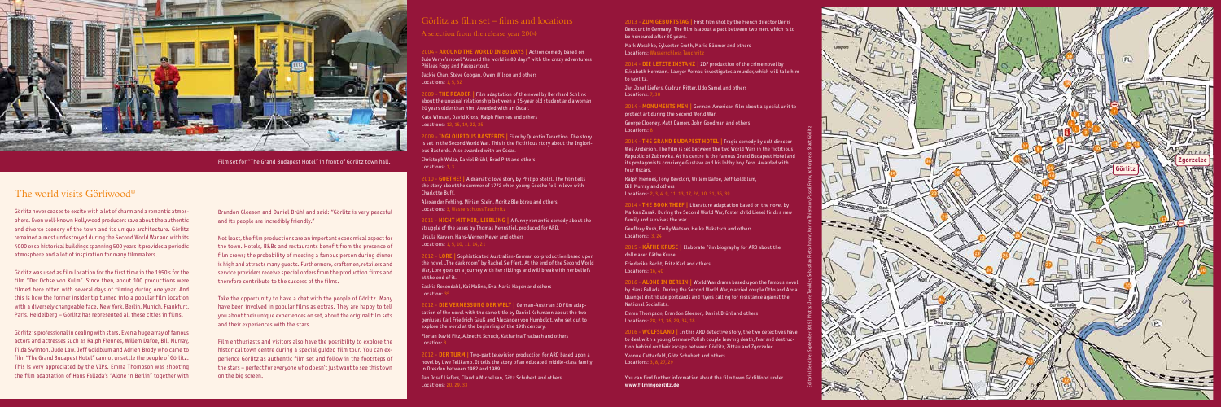Film set for "The Grand Budapest Hotel" in front of Görlitz town hall.

## The world visits Görliwood®

Görlitz never ceases to excite with a lot of charm and a romantic atmosphere. Even well-known Hollywood producers rave about the authentic and diverse scenery of the town and its unique architecture. Görlitz remained almost undestroyed during the Second World War and with its 4000 or so historical buildings spanning 500 years it provides a periodic atmosphere and a lot of inspiration for many filmmakers.

Görlitz was used as film location for the first time in the 1950's for the film "Der Ochse von Kulm". Since then, about 100 productions were filmed here often with several days of filming during one year. And this is how the former insider tip turned into a popular film location with a diversely changeable face. New York, Berlin, Munich, Frankfurt, Paris, Heidelberg – Görlitz has represented all these cities in films.

Görlitz is professional in dealing with stars. Even a huge array of famous actors and actresses such as Ralph Fiennes, Willem Dafoe, Bill Murray, Tilda Swinton, Jude Law, Jeff Goldblum and Adrien Brody who came to film "The Grand Budapest Hotel" cannot unsettle the people of Görlitz. This is very appreciated by the VIPs. Emma Thompson was shooting the film adaptation of Hans Fallada's "Alone in Berlin" together with Brandon Gleeson and Daniel Brühl and said: "Görlitz is very peaceful and its people are incredibly friendly."

Not least, the film productions are an important economical aspect for the town. Hotels, B&Bs and restaurants benefit from the presence of film crews; the probability of meeting a famous person during dinner is high and attracts many guests. Furthermore, craftsmen, retailers and service providers receive special orders from the production firms and therefore contribute to the success of the films.

Take the opportunity to have a chat with the people of Görlitz. Many have been involved in popular films as extras. They are happy to tell you about their unique experiences on set, about the original film sets and their experiences with the stars.

Film enthusiasts and visitors also have the possibility to explore the historical town centre during a special guided film tour. You can experience Görlitz as authentic film set and follow in the footsteps of the stars – perfect for everyone who doesn't just want to see this town on the big screen.

## Görlitz as film set – films and locations

### A selection from the release year 2004

**2004 - AROUND THE WORLD IN 80 DAYS** | Action comedy based on Jule Verne's novel "Around the world in 80 days" with the crazy adventurers Phileas Fogg and Passpartout.
Jackie Chan, Steve Coogan, Owen Wilson and others
Locations: 1, 5, 32

**2008 - THE READER** | Film adaptation of the novel by Bernhard Schlink about the unusual relationship between a 15-year old student and a woman 20 years older than him. Awarded with an Oscar.
Kate Winslet, David Kross, Ralph Fiennes and others
Locations: 12, 15, 19, 22, 25

**2009 - INGLOURIOUS BASTERDS** | Film by Quentin Tarantino. The story is set in the Second World War. This is the fictitious story about the Inglorious Basterds. Also awarded with an Oscar.
Christoph Waltz, Daniel Brühl, Brad Pitt and others
Locations: 1, 3

**2010 - GOETHE!** | A dramatic love story by Philipp Stölzl. The film tells the story about the summer of 1772 when young Goethe fell in love with Charlotte Buff.
Alexander Fehling, Miriam Stein, Moritz Bleibtreu and others
Locations: 3, Wasserschloss Tauchritz

**2011 - NICHT MIT MIR, LIEBLING** | A funny romantic comedy about the struggle of the sexes by Thomas Nennstiel, produced for ARD.
Ursula Karven, Hans-Werner Meyer and others
Locations: 1, 5, 10, 11, 14, 21

**2012 - LORE** | Sophisticated Australian-German co-production based upon the novel „The dark room" by Rachel Seiffert. At the end of the Second World War, Lore goes on a journey with her siblings and will break with her beliefs at the end of it.
Saskia Rosendahl, Kai Malina, Eva-Maria Hagen and others
Location: 35

**2012 - DIE VERMESSUNG DER WELT** | German-Austrian 3D film adaptation of the novel with the same title by Daniel Kehlmann about the two geniuses Carl Friedrich Gauß and Alexander von Humboldt, who set out to explore the world at the beginning of the 19th century.
Florian David Fitz, Albrecht Schuch, Katharina Thalbach and others
Location: 3

**2012 - DER TURM** | Two-part television production for ARD based upon a novel by Uwe Tellkamp. It tells the story of an educated middle-class family in Dresden between 1982 and 1989.
Jan Josef Liefers, Claudia Michelsen, Götz Schubert and others
Locations: 20, 28, 33

**2013 - ZUM GEBURTSTAG** | First film shot by the French director Denis Dercourt in Germany. The film is about a pact between two men, which is to be honoured after 30 years.
Mark Waschke, Sylvester Groth, Marie Bäumer and others
Locations: Wasserschloss Tauchritz

**2014 - DIE LETZTE INSTANZ** | ZDF production of the crime novel by Elisabeth Hermann. Lawyer Vernau investigates a murder, which will take him to Görlitz.
Jan Josef Liefers, Gudrun Ritter, Udo Samel and others
Locations: 7, 18

**2014 - MONUMENTS MEN** | German-American film about a special unit to protect art during the Second World War.
George Clooney, Matt Damon, John Goodman and others
Locations: 8

**2014 - THE GRAND BUDAPEST HOTEL** | Tragic comedy by cult director Wes Anderson. The film is set between the two World Wars in the fictitious Republic of Zubrowka. At its centre is the famous Grand Budapest Hotel and its protagonists concierge Gustave and his lobby boy Zero. Awarded with four Oscars.
Ralph Fiennes, Tony Revolori, Willem Dafoe, Jeff Goldblum, Bill Murray and others
Locations: 2, 3, 4, 8, 13, 15, 17, 26, 30, 31, 35, 36

**2014 - THE BOOK THIEF** | Literature adaptation based on the novel by Markus Zusak. During the Second World War, foster child Liesel finds a new family and survives the war.
Geoffrey Rush, Emily Watson, Heike Makatsch and others
Locations: 3, 24

**2015 - KÄTHE KRUSE** | Elaborate film biography for ARD about the dollmaker Käthe Kruse.
Friederike Becht, Fritz Karl and others
Locations: 16, 40

**2016 - ALONE IN BERLIN** | World War drama based upon the famous novel by Hans Fallada. During the Second World War, married couple Otto and Anna Quangel distribute postcards and flyers calling for resistance against the National Socialists.
Emma Thompson, Brandon Gleeson, Daniel Brühl and others
Locations: 20, 21, 26, 29, 34, 38

**2016 - WOLFSLAND** | In this ARD detective story, the two detectives have to deal with a young German-Polish couple leaving death, fear and destruction behind on their escape between Görlitz, Zittau and Zgorzelec.
Yvonne Catterfeld, Götz Schubert and others
Locations: 3, 8, 27, 39

You can find further information about the film town GörliWood under **www.filmingoerlitz.de**